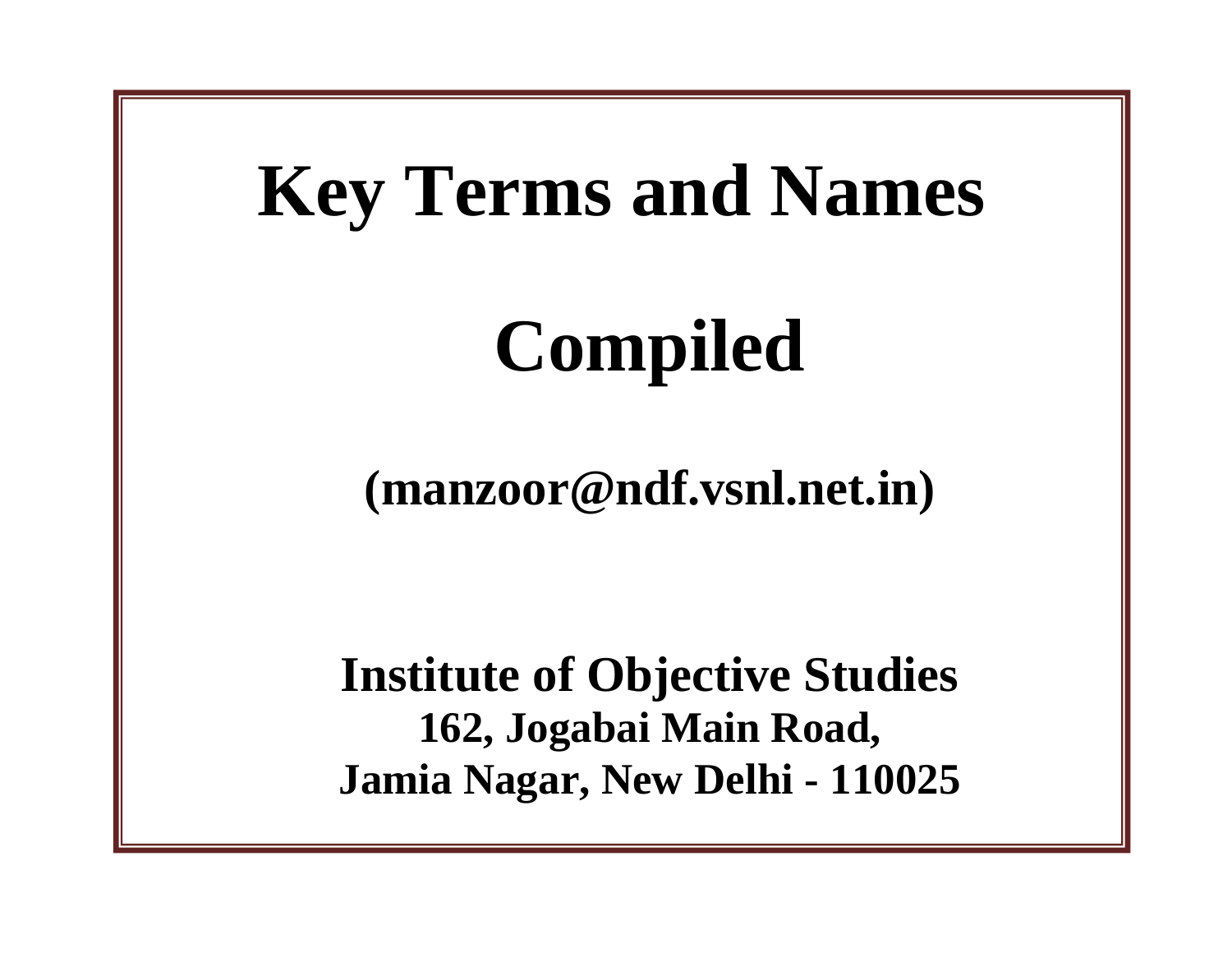# Key Terms and Names

# Compiled

**(manzoor@ndf.vsnl.net.in)**

**Institute of Objective Studies**
**162, Jogabai Main Road,**
**Jamia Nagar, New Delhi - 110025**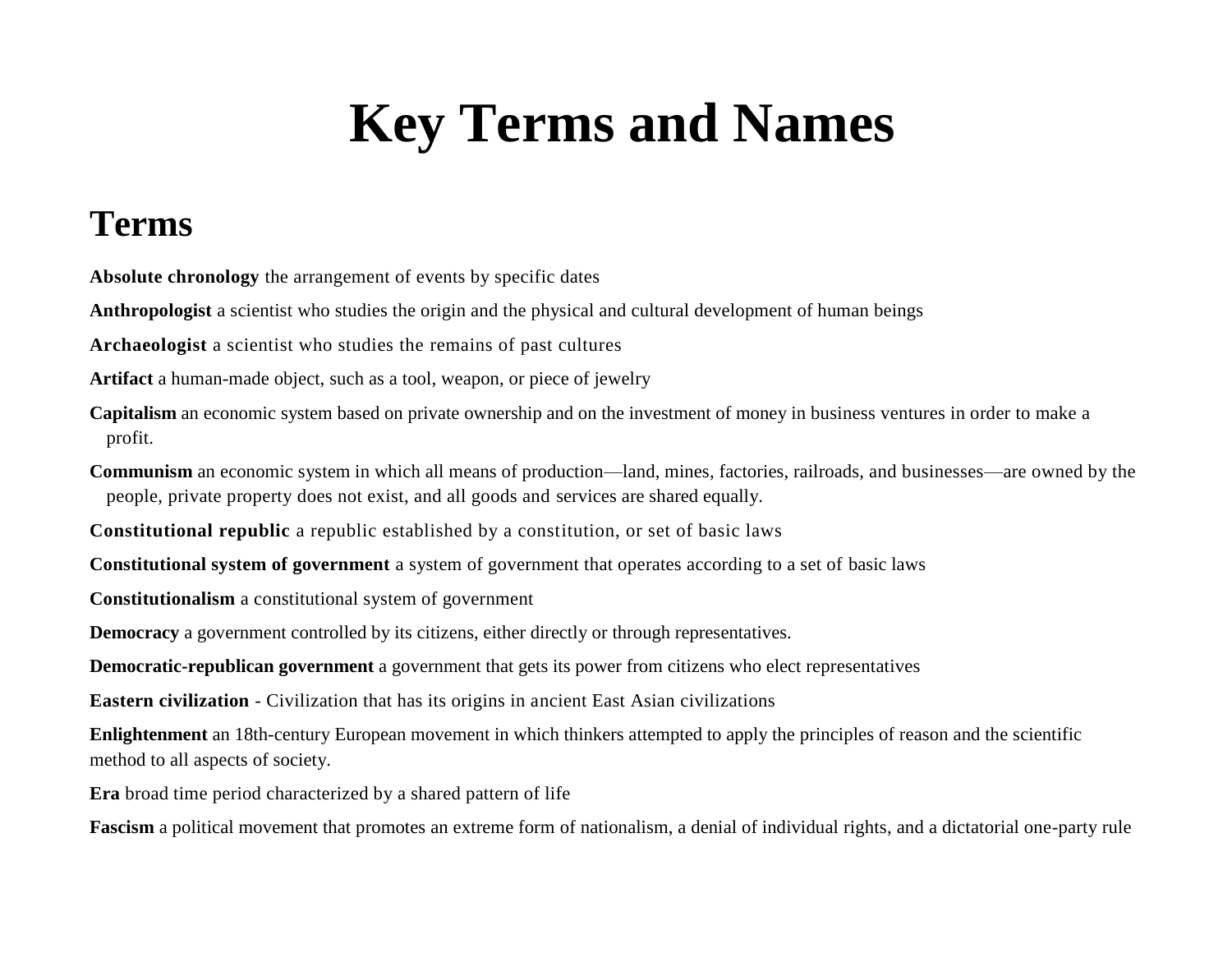# Key Terms and Names

## Terms

**Absolute chronology** the arrangement of events by specific dates

**Anthropologist** a scientist who studies the origin and the physical and cultural development of human beings

**Archaeologist** a scientist who studies the remains of past cultures

**Artifact** a human-made object, such as a tool, weapon, or piece of jewelry

**Capitalism** an economic system based on private ownership and on the investment of money in business ventures in order to make a profit.

**Communism** an economic system in which all means of production—land, mines, factories, railroads, and businesses—are owned by the people, private property does not exist, and all goods and services are shared equally.

**Constitutional republic** a republic established by a constitution, or set of basic laws

**Constitutional system of government** a system of government that operates according to a set of basic laws

**Constitutionalism** a constitutional system of government

**Democracy** a government controlled by its citizens, either directly or through representatives.

**Democratic-republican government** a government that gets its power from citizens who elect representatives

**Eastern civilization** - Civilization that has its origins in ancient East Asian civilizations

**Enlightenment** an 18th-century European movement in which thinkers attempted to apply the principles of reason and the scientific method to all aspects of society.

**Era** broad time period characterized by a shared pattern of life

**Fascism** a political movement that promotes an extreme form of nationalism, a denial of individual rights, and a dictatorial one-party rule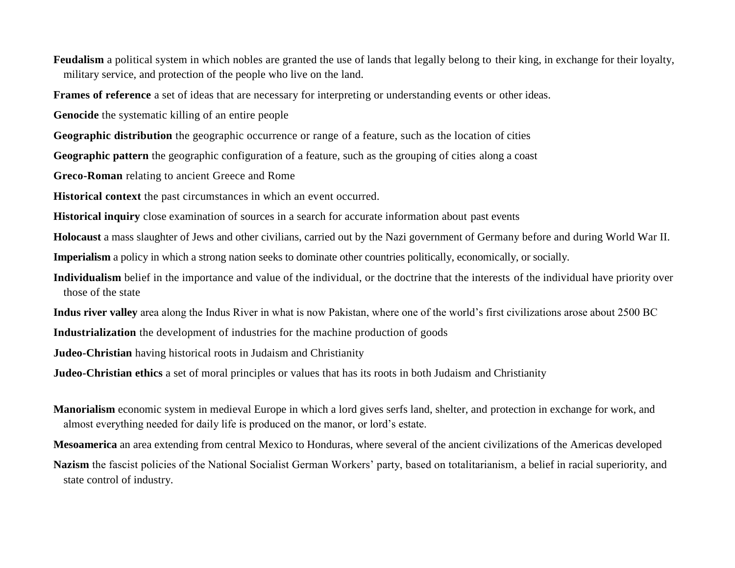**Feudalism** a political system in which nobles are granted the use of lands that legally belong to their king, in exchange for their loyalty, military service, and protection of the people who live on the land.

**Frames of reference** a set of ideas that are necessary for interpreting or understanding events or other ideas.

**Genocide** the systematic killing of an entire people

**Geographic distribution** the geographic occurrence or range of a feature, such as the location of cities

**Geographic pattern** the geographic configuration of a feature, such as the grouping of cities along a coast

**Greco-Roman** relating to ancient Greece and Rome

**Historical context** the past circumstances in which an event occurred.

**Historical inquiry** close examination of sources in a search for accurate information about past events

**Holocaust** a mass slaughter of Jews and other civilians, carried out by the Nazi government of Germany before and during World War II.

**Imperialism** a policy in which a strong nation seeks to dominate other countries politically, economically, or socially.

**Individualism** belief in the importance and value of the individual, or the doctrine that the interests of the individual have priority over those of the state

**Indus river valley** area along the Indus River in what is now Pakistan, where one of the world's first civilizations arose about 2500 BC

**Industrialization** the development of industries for the machine production of goods

**Judeo-Christian** having historical roots in Judaism and Christianity

**Judeo-Christian ethics** a set of moral principles or values that has its roots in both Judaism and Christianity

**Manorialism** economic system in medieval Europe in which a lord gives serfs land, shelter, and protection in exchange for work, and almost everything needed for daily life is produced on the manor, or lord's estate.

**Mesoamerica** an area extending from central Mexico to Honduras, where several of the ancient civilizations of the Americas developed

**Nazism** the fascist policies of the National Socialist German Workers' party, based on totalitarianism, a belief in racial superiority, and state control of industry.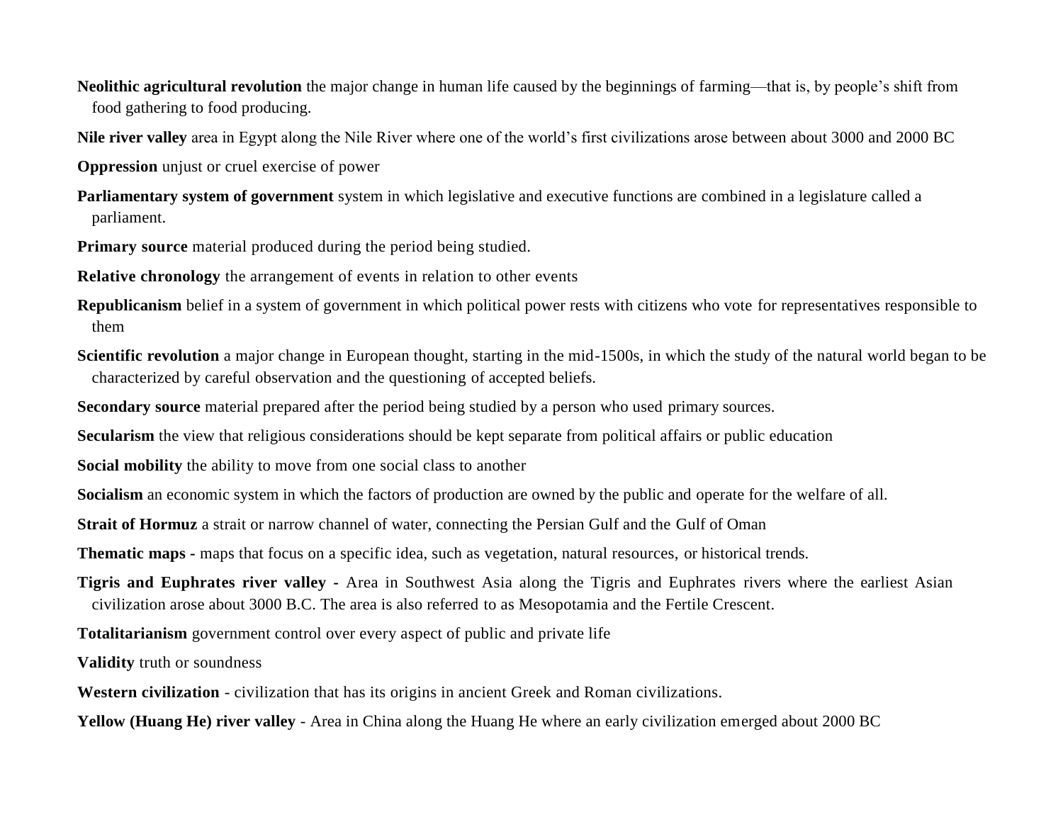**Neolithic agricultural revolution** the major change in human life caused by the beginnings of farming—that is, by people's shift from food gathering to food producing.

**Nile river valley** area in Egypt along the Nile River where one of the world's first civilizations arose between about 3000 and 2000 BC

**Oppression** unjust or cruel exercise of power

**Parliamentary system of government** system in which legislative and executive functions are combined in a legislature called a parliament.

**Primary source** material produced during the period being studied.

**Relative chronology** the arrangement of events in relation to other events

**Republicanism** belief in a system of government in which political power rests with citizens who vote for representatives responsible to them

**Scientific revolution** a major change in European thought, starting in the mid-1500s, in which the study of the natural world began to be characterized by careful observation and the questioning of accepted beliefs.

**Secondary source** material prepared after the period being studied by a person who used primary sources.

**Secularism** the view that religious considerations should be kept separate from political affairs or public education

**Social mobility** the ability to move from one social class to another

**Socialism** an economic system in which the factors of production are owned by the public and operate for the welfare of all.

**Strait of Hormuz** a strait or narrow channel of water, connecting the Persian Gulf and the Gulf of Oman

**Thematic maps -** maps that focus on a specific idea, such as vegetation, natural resources, or historical trends.

**Tigris and Euphrates river valley -** Area in Southwest Asia along the Tigris and Euphrates rivers where the earliest Asian civilization arose about 3000 B.C. The area is also referred to as Mesopotamia and the Fertile Crescent.

**Totalitarianism** government control over every aspect of public and private life

**Validity** truth or soundness

**Western civilization** - civilization that has its origins in ancient Greek and Roman civilizations.

**Yellow (Huang He) river valley** - Area in China along the Huang He where an early civilization emerged about 2000 BC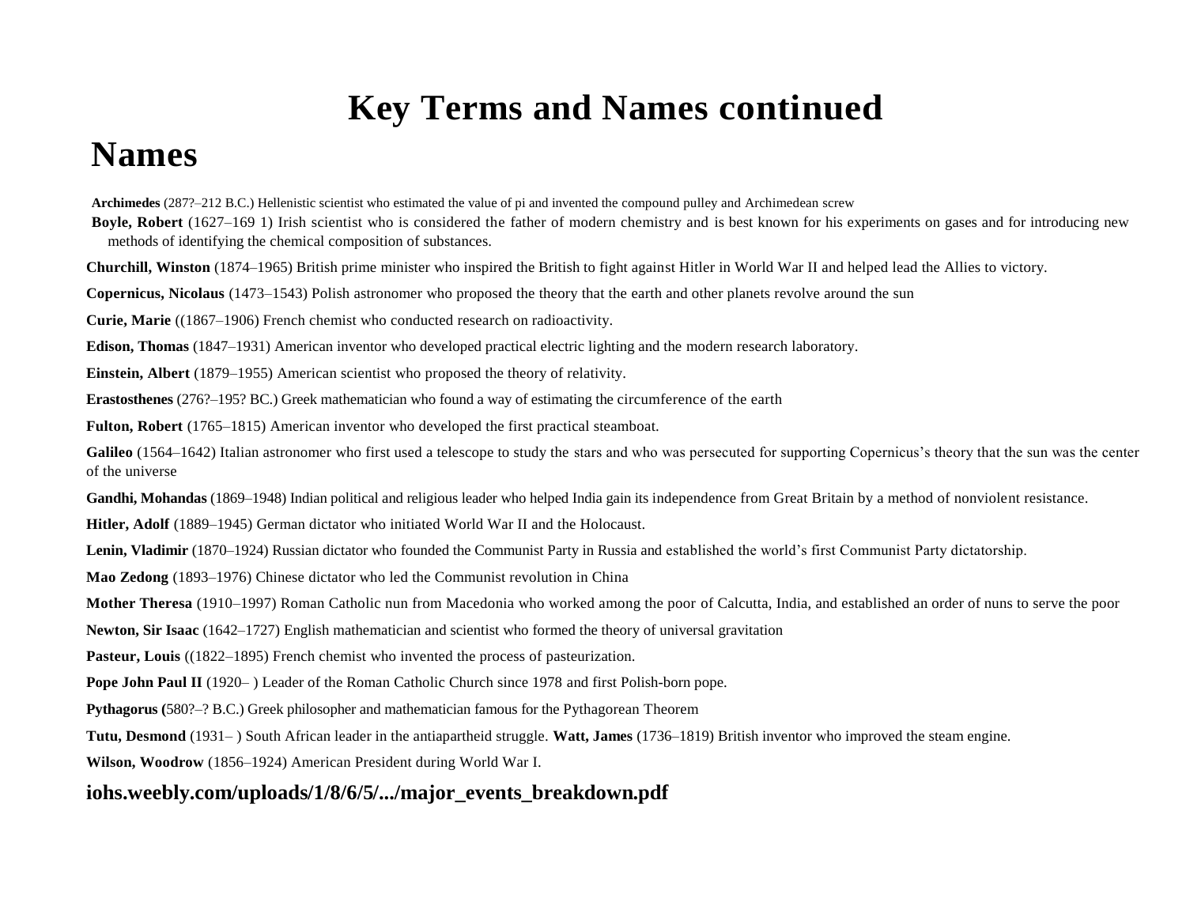# Key Terms and Names continued

## Names

**Archimedes** (287?–212 B.C.) Hellenistic scientist who estimated the value of pi and invented the compound pulley and Archimedean screw

**Boyle, Robert** (1627–169 1) Irish scientist who is considered the father of modern chemistry and is best known for his experiments on gases and for introducing new methods of identifying the chemical composition of substances.

**Churchill, Winston** (1874–1965) British prime minister who inspired the British to fight against Hitler in World War II and helped lead the Allies to victory.

**Copernicus, Nicolaus** (1473–1543) Polish astronomer who proposed the theory that the earth and other planets revolve around the sun

**Curie, Marie** ((1867–1906) French chemist who conducted research on radioactivity.

**Edison, Thomas** (1847–1931) American inventor who developed practical electric lighting and the modern research laboratory.

**Einstein, Albert** (1879–1955) American scientist who proposed the theory of relativity.

**Erastosthenes** (276?–195? BC.) Greek mathematician who found a way of estimating the circumference of the earth

**Fulton, Robert** (1765–1815) American inventor who developed the first practical steamboat.

**Galileo** (1564–1642) Italian astronomer who first used a telescope to study the stars and who was persecuted for supporting Copernicus's theory that the sun was the center of the universe

**Gandhi, Mohandas** (1869–1948) Indian political and religious leader who helped India gain its independence from Great Britain by a method of nonviolent resistance.

**Hitler, Adolf** (1889–1945) German dictator who initiated World War II and the Holocaust.

**Lenin, Vladimir** (1870–1924) Russian dictator who founded the Communist Party in Russia and established the world's first Communist Party dictatorship.

**Mao Zedong** (1893–1976) Chinese dictator who led the Communist revolution in China

**Mother Theresa** (1910–1997) Roman Catholic nun from Macedonia who worked among the poor of Calcutta, India, and established an order of nuns to serve the poor

**Newton, Sir Isaac** (1642–1727) English mathematician and scientist who formed the theory of universal gravitation

**Pasteur, Louis** ((1822–1895) French chemist who invented the process of pasteurization.

**Pope John Paul II** (1920– ) Leader of the Roman Catholic Church since 1978 and first Polish-born pope.

**Pythagorus (**580?–? B.C.) Greek philosopher and mathematician famous for the Pythagorean Theorem

**Tutu, Desmond** (1931– ) South African leader in the antiapartheid struggle. **Watt, James** (1736–1819) British inventor who improved the steam engine.

**Wilson, Woodrow** (1856–1924) American President during World War I.

**iohs.weebly.com/uploads/1/8/6/5/.../major_events_breakdown.pdf**